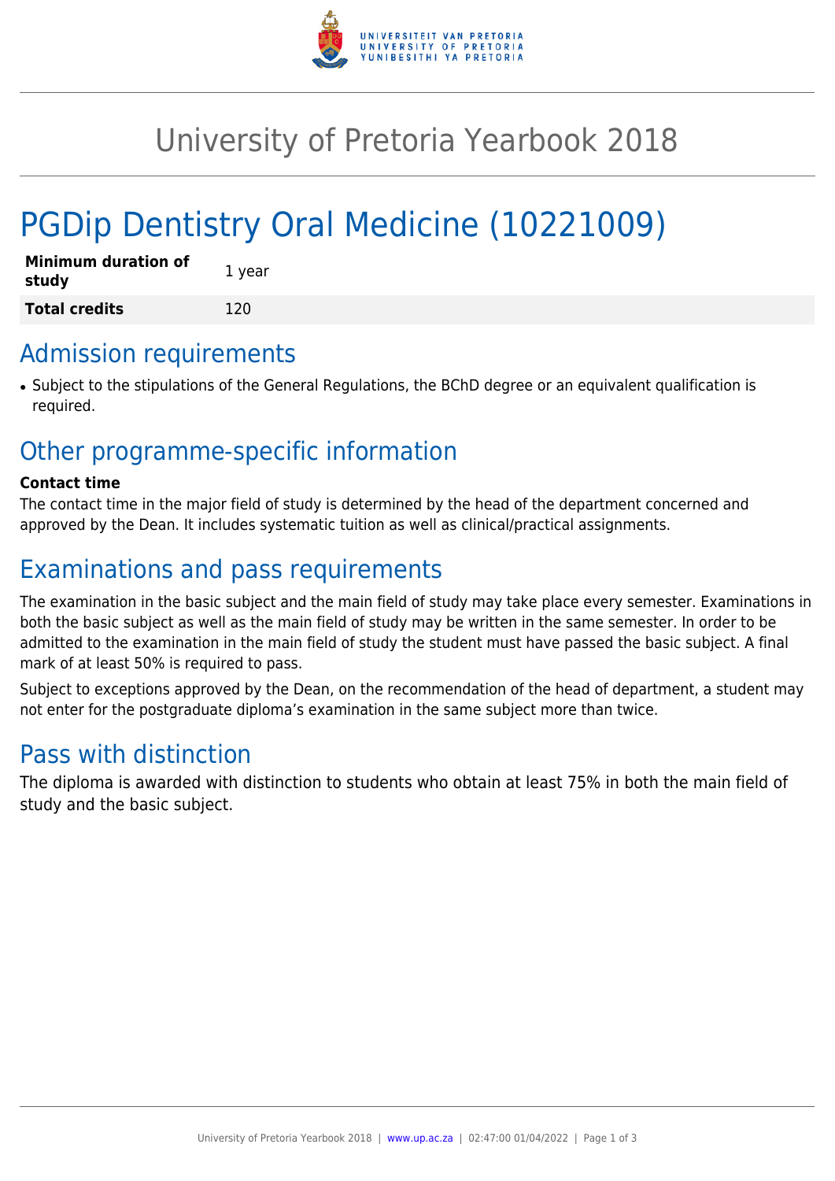# University of Pretoria Yearbook 2018

# PGDip Dentistry Oral Medicine (10221009)

| **Minimum duration of study** | 1 year |
| --- | --- |
| **Total credits** | 120 |

## Admission requirements

- Subject to the stipulations of the General Regulations, the BChD degree or an equivalent qualification is required.

## Other programme-specific information

**Contact time**

The contact time in the major field of study is determined by the head of the department concerned and approved by the Dean. It includes systematic tuition as well as clinical/practical assignments.

## Examinations and pass requirements

The examination in the basic subject and the main field of study may take place every semester. Examinations in both the basic subject as well as the main field of study may be written in the same semester. In order to be admitted to the examination in the main field of study the student must have passed the basic subject. A final mark of at least 50% is required to pass.

Subject to exceptions approved by the Dean, on the recommendation of the head of department, a student may not enter for the postgraduate diploma's examination in the same subject more than twice.

## Pass with distinction

The diploma is awarded with distinction to students who obtain at least 75% in both the main field of study and the basic subject.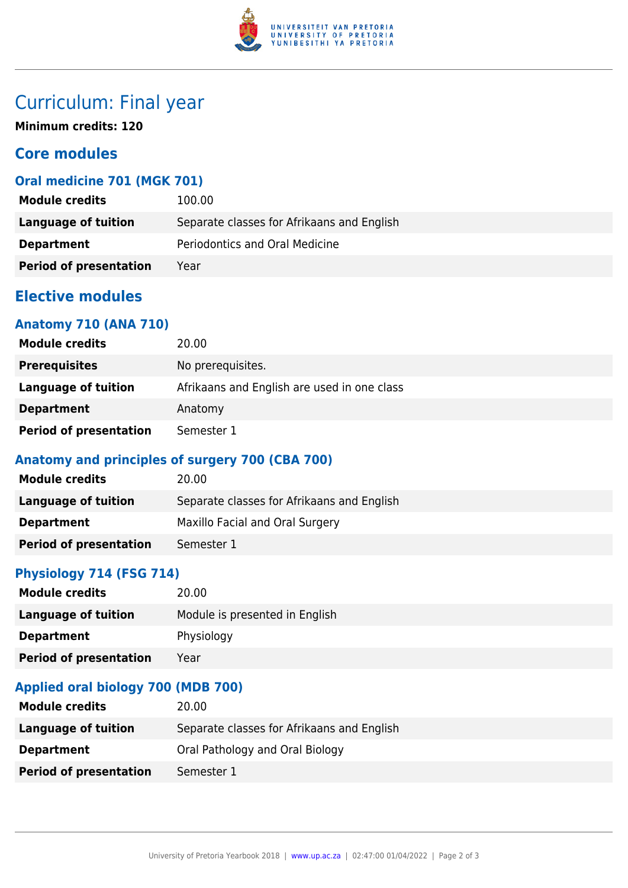# Curriculum: Final year

**Minimum credits: 120**

## Core modules

### Oral medicine 701 (MGK 701)

| | |
|---|---|
| **Module credits** | 100.00 |
| **Language of tuition** | Separate classes for Afrikaans and English |
| **Department** | Periodontics and Oral Medicine |
| **Period of presentation** | Year |

## Elective modules

### Anatomy 710 (ANA 710)

| | |
|---|---|
| **Module credits** | 20.00 |
| **Prerequisites** | No prerequisites. |
| **Language of tuition** | Afrikaans and English are used in one class |
| **Department** | Anatomy |
| **Period of presentation** | Semester 1 |

### Anatomy and principles of surgery 700 (CBA 700)

| | |
|---|---|
| **Module credits** | 20.00 |
| **Language of tuition** | Separate classes for Afrikaans and English |
| **Department** | Maxillo Facial and Oral Surgery |
| **Period of presentation** | Semester 1 |

### Physiology 714 (FSG 714)

| | |
|---|---|
| **Module credits** | 20.00 |
| **Language of tuition** | Module is presented in English |
| **Department** | Physiology |
| **Period of presentation** | Year |

### Applied oral biology 700 (MDB 700)

| | |
|---|---|
| **Module credits** | 20.00 |
| **Language of tuition** | Separate classes for Afrikaans and English |
| **Department** | Oral Pathology and Oral Biology |
| **Period of presentation** | Semester 1 |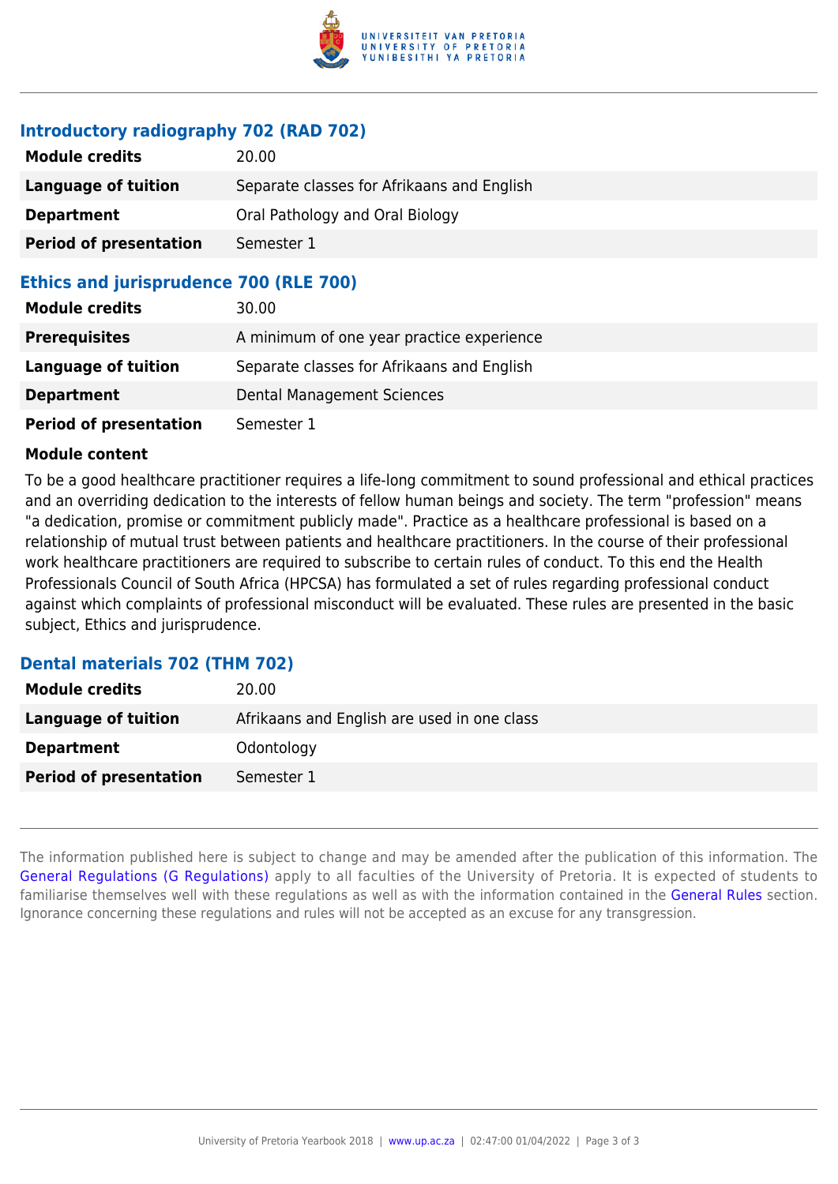### Introductory radiography 702 (RAD 702)

| | |
|---|---|
| **Module credits** | 20.00 |
| **Language of tuition** | Separate classes for Afrikaans and English |
| **Department** | Oral Pathology and Oral Biology |
| **Period of presentation** | Semester 1 |

### Ethics and jurisprudence 700 (RLE 700)

| | |
|---|---|
| **Module credits** | 30.00 |
| **Prerequisites** | A minimum of one year practice experience |
| **Language of tuition** | Separate classes for Afrikaans and English |
| **Department** | Dental Management Sciences |
| **Period of presentation** | Semester 1 |

**Module content**

To be a good healthcare practitioner requires a life-long commitment to sound professional and ethical practices and an overriding dedication to the interests of fellow human beings and society. The term "profession" means "a dedication, promise or commitment publicly made". Practice as a healthcare professional is based on a relationship of mutual trust between patients and healthcare practitioners. In the course of their professional work healthcare practitioners are required to subscribe to certain rules of conduct. To this end the Health Professionals Council of South Africa (HPCSA) has formulated a set of rules regarding professional conduct against which complaints of professional misconduct will be evaluated. These rules are presented in the basic subject, Ethics and jurisprudence.

### Dental materials 702 (THM 702)

| | |
|---|---|
| **Module credits** | 20.00 |
| **Language of tuition** | Afrikaans and English are used in one class |
| **Department** | Odontology |
| **Period of presentation** | Semester 1 |

The information published here is subject to change and may be amended after the publication of this information. The General Regulations (G Regulations) apply to all faculties of the University of Pretoria. It is expected of students to familiarise themselves well with these regulations as well as with the information contained in the General Rules section. Ignorance concerning these regulations and rules will not be accepted as an excuse for any transgression.